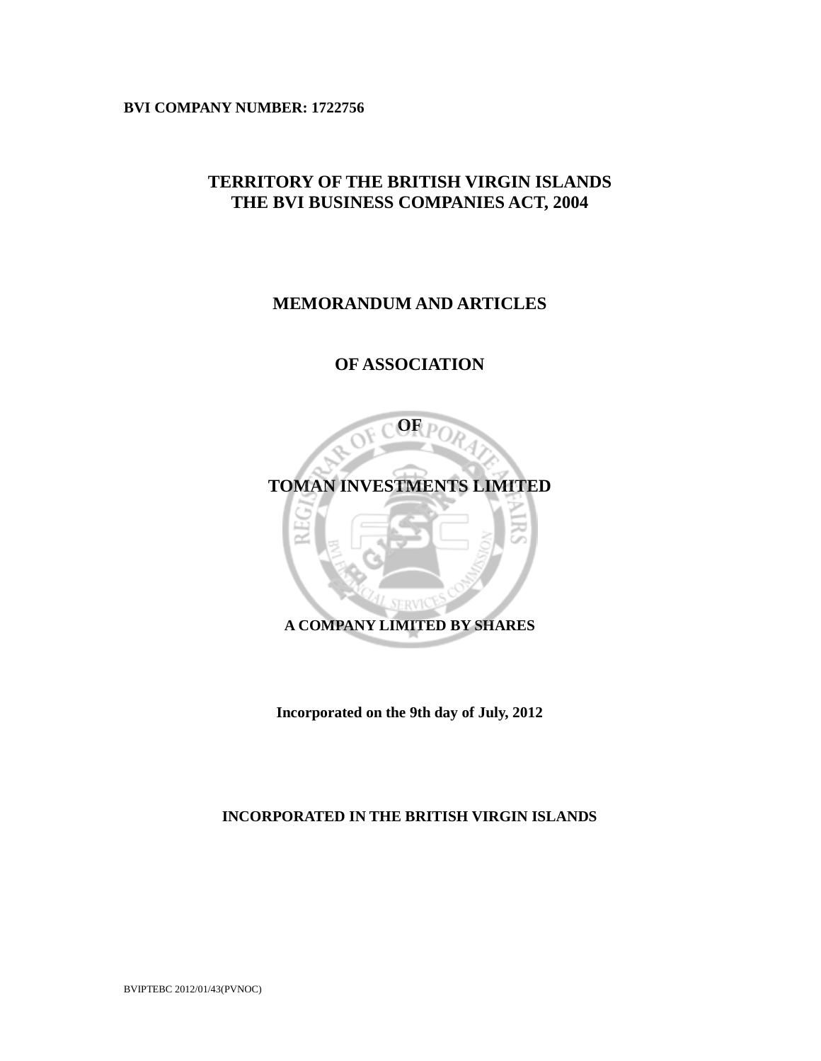**BVI COMPANY NUMBER: 1722756**

# TERRITORY OF THE BRITISH VIRGIN ISLANDS
# THE BVI BUSINESS COMPANIES ACT, 2004

## MEMORANDUM AND ARTICLES

## OF ASSOCIATION

## OF

## TOMAN INVESTMENTS LIMITED

**A COMPANY LIMITED BY SHARES**

**Incorporated on the 9th day of July, 2012**

**INCORPORATED IN THE BRITISH VIRGIN ISLANDS**

BVIPTEBC 2012/01/43(PVNOC)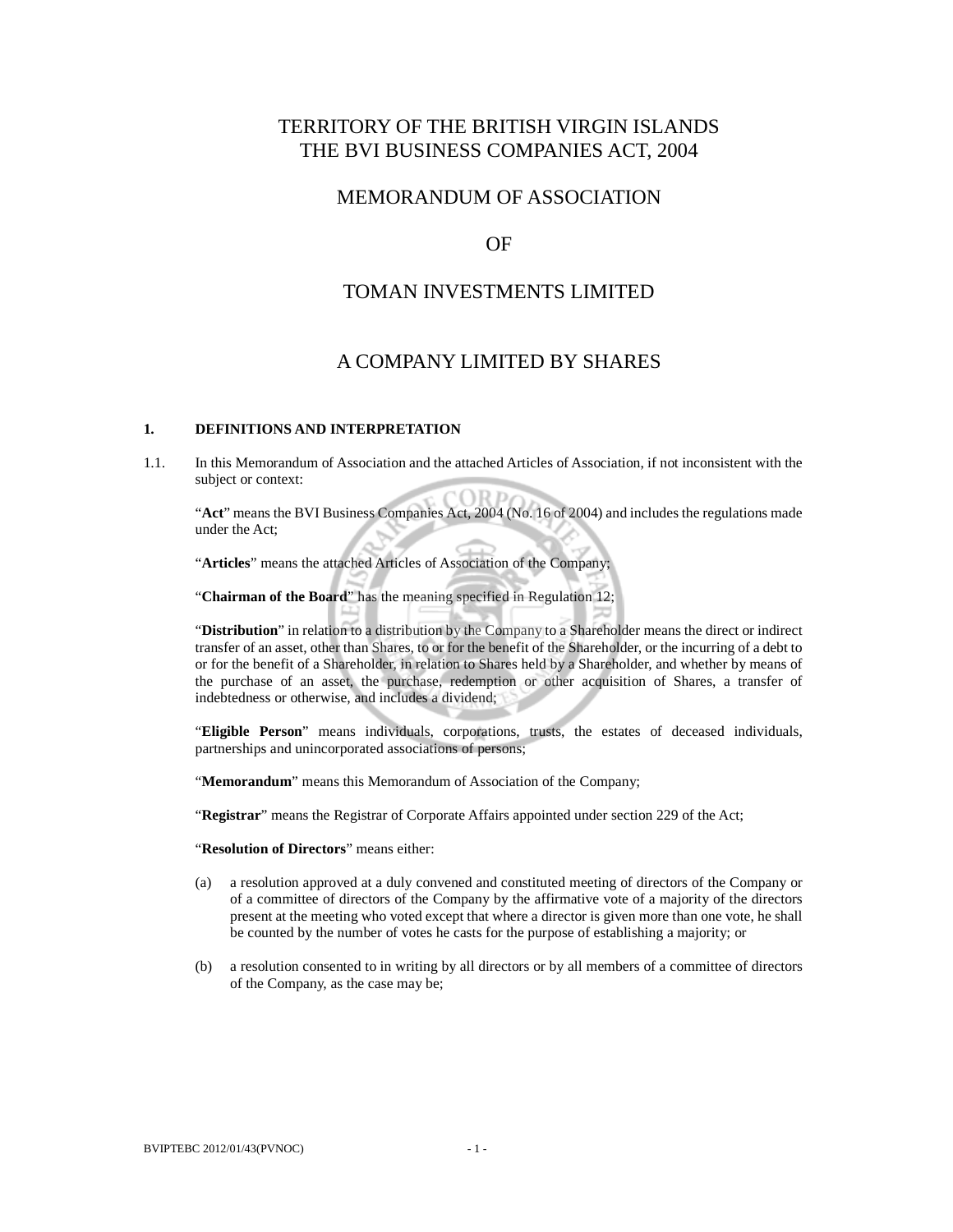# TERRITORY OF THE BRITISH VIRGIN ISLANDS
# THE BVI BUSINESS COMPANIES ACT, 2004

# MEMORANDUM OF ASSOCIATION

# OF

# TOMAN INVESTMENTS LIMITED

# A COMPANY LIMITED BY SHARES

## 1. DEFINITIONS AND INTERPRETATION

1.1. In this Memorandum of Association and the attached Articles of Association, if not inconsistent with the subject or context:

"**Act**" means the BVI Business Companies Act, 2004 (No. 16 of 2004) and includes the regulations made under the Act;

"**Articles**" means the attached Articles of Association of the Company;

"**Chairman of the Board**" has the meaning specified in Regulation 12;

"**Distribution**" in relation to a distribution by the Company to a Shareholder means the direct or indirect transfer of an asset, other than Shares, to or for the benefit of the Shareholder, or the incurring of a debt to or for the benefit of a Shareholder, in relation to Shares held by a Shareholder, and whether by means of the purchase of an asset, the purchase, redemption or other acquisition of Shares, a transfer of indebtedness or otherwise, and includes a dividend;

"**Eligible Person**" means individuals, corporations, trusts, the estates of deceased individuals, partnerships and unincorporated associations of persons;

"**Memorandum**" means this Memorandum of Association of the Company;

"**Registrar**" means the Registrar of Corporate Affairs appointed under section 229 of the Act;

"**Resolution of Directors**" means either:

(a) a resolution approved at a duly convened and constituted meeting of directors of the Company or of a committee of directors of the Company by the affirmative vote of a majority of the directors present at the meeting who voted except that where a director is given more than one vote, he shall be counted by the number of votes he casts for the purpose of establishing a majority; or

(b) a resolution consented to in writing by all directors or by all members of a committee of directors of the Company, as the case may be;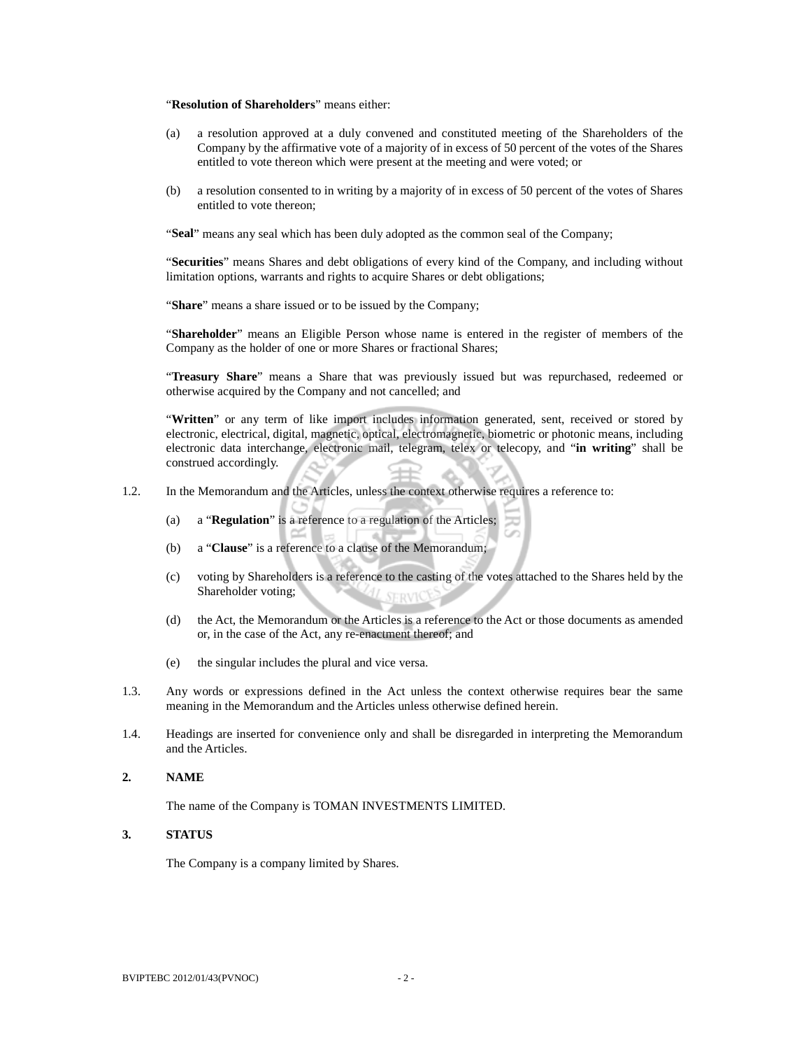"**Resolution of Shareholders**" means either:

(a) a resolution approved at a duly convened and constituted meeting of the Shareholders of the Company by the affirmative vote of a majority of in excess of 50 percent of the votes of the Shares entitled to vote thereon which were present at the meeting and were voted; or

(b) a resolution consented to in writing by a majority of in excess of 50 percent of the votes of Shares entitled to vote thereon;

"**Seal**" means any seal which has been duly adopted as the common seal of the Company;

"**Securities**" means Shares and debt obligations of every kind of the Company, and including without limitation options, warrants and rights to acquire Shares or debt obligations;

"**Share**" means a share issued or to be issued by the Company;

"**Shareholder**" means an Eligible Person whose name is entered in the register of members of the Company as the holder of one or more Shares or fractional Shares;

"**Treasury Share**" means a Share that was previously issued but was repurchased, redeemed or otherwise acquired by the Company and not cancelled; and

"**Written**" or any term of like import includes information generated, sent, received or stored by electronic, electrical, digital, magnetic, optical, electromagnetic, biometric or photonic means, including electronic data interchange, electronic mail, telegram, telex or telecopy, and "**in writing**" shall be construed accordingly.

1.2. In the Memorandum and the Articles, unless the context otherwise requires a reference to:

(a) a "**Regulation**" is a reference to a regulation of the Articles;

(b) a "**Clause**" is a reference to a clause of the Memorandum;

(c) voting by Shareholders is a reference to the casting of the votes attached to the Shares held by the Shareholder voting;

(d) the Act, the Memorandum or the Articles is a reference to the Act or those documents as amended or, in the case of the Act, any re-enactment thereof; and

(e) the singular includes the plural and vice versa.

1.3. Any words or expressions defined in the Act unless the context otherwise requires bear the same meaning in the Memorandum and the Articles unless otherwise defined herein.

1.4. Headings are inserted for convenience only and shall be disregarded in interpreting the Memorandum and the Articles.

## 2. NAME

The name of the Company is TOMAN INVESTMENTS LIMITED.

## 3. STATUS

The Company is a company limited by Shares.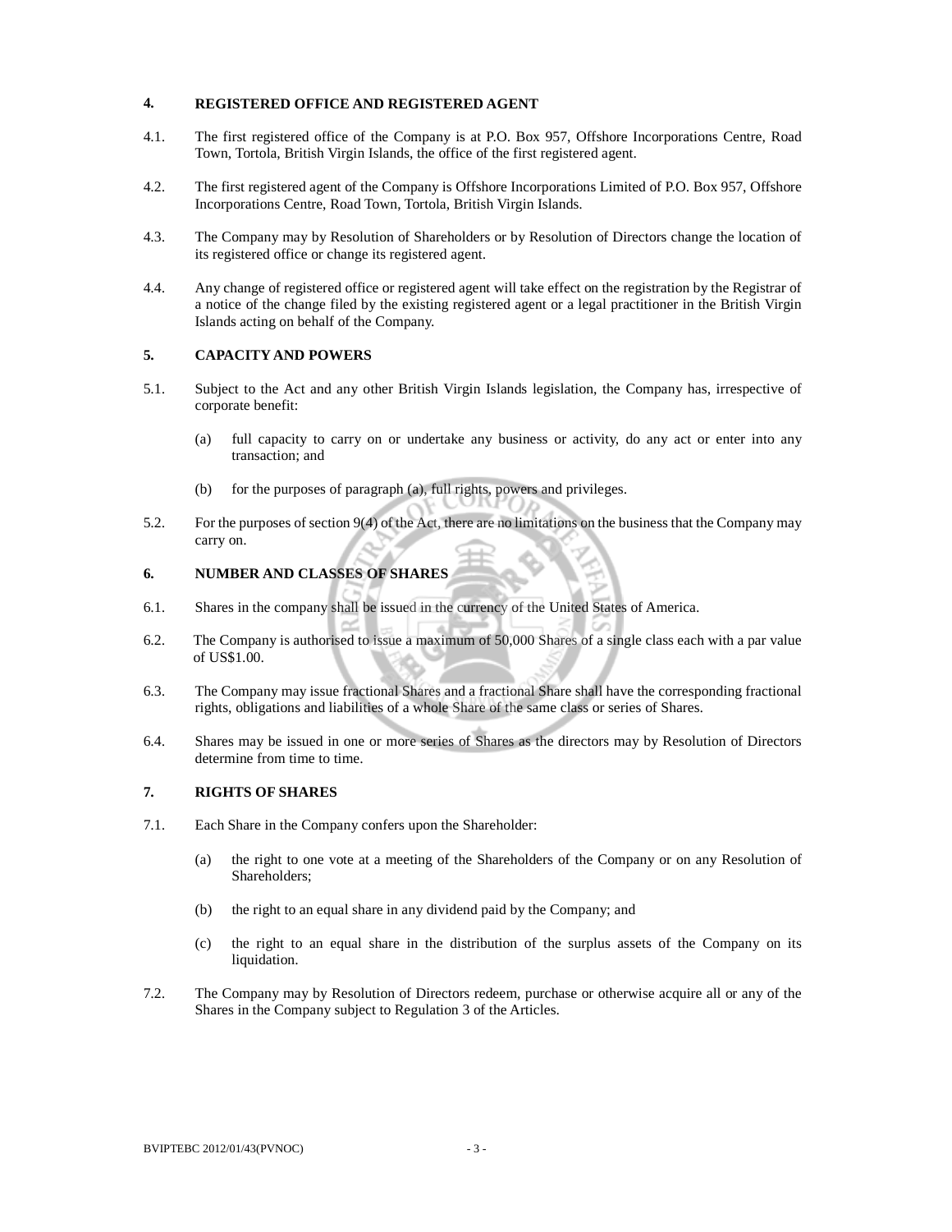## 4. REGISTERED OFFICE AND REGISTERED AGENT

4.1. The first registered office of the Company is at P.O. Box 957, Offshore Incorporations Centre, Road Town, Tortola, British Virgin Islands, the office of the first registered agent.

4.2. The first registered agent of the Company is Offshore Incorporations Limited of P.O. Box 957, Offshore Incorporations Centre, Road Town, Tortola, British Virgin Islands.

4.3. The Company may by Resolution of Shareholders or by Resolution of Directors change the location of its registered office or change its registered agent.

4.4. Any change of registered office or registered agent will take effect on the registration by the Registrar of a notice of the change filed by the existing registered agent or a legal practitioner in the British Virgin Islands acting on behalf of the Company.

## 5. CAPACITY AND POWERS

5.1. Subject to the Act and any other British Virgin Islands legislation, the Company has, irrespective of corporate benefit:

(a) full capacity to carry on or undertake any business or activity, do any act or enter into any transaction; and

(b) for the purposes of paragraph (a), full rights, powers and privileges.

5.2. For the purposes of section 9(4) of the Act, there are no limitations on the business that the Company may carry on.

## 6. NUMBER AND CLASSES OF SHARES

6.1. Shares in the company shall be issued in the currency of the United States of America.

6.2. The Company is authorised to issue a maximum of 50,000 Shares of a single class each with a par value of US$1.00.

6.3. The Company may issue fractional Shares and a fractional Share shall have the corresponding fractional rights, obligations and liabilities of a whole Share of the same class or series of Shares.

6.4. Shares may be issued in one or more series of Shares as the directors may by Resolution of Directors determine from time to time.

## 7. RIGHTS OF SHARES

7.1. Each Share in the Company confers upon the Shareholder:

(a) the right to one vote at a meeting of the Shareholders of the Company or on any Resolution of Shareholders;

(b) the right to an equal share in any dividend paid by the Company; and

(c) the right to an equal share in the distribution of the surplus assets of the Company on its liquidation.

7.2. The Company may by Resolution of Directors redeem, purchase or otherwise acquire all or any of the Shares in the Company subject to Regulation 3 of the Articles.

BVIPTEBC 2012/01/43(PVNOC)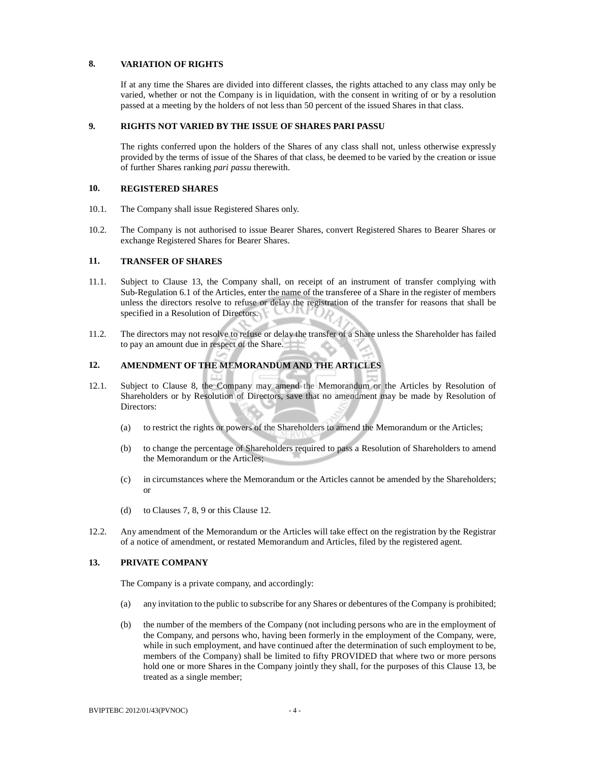## 8. VARIATION OF RIGHTS

If at any time the Shares are divided into different classes, the rights attached to any class may only be varied, whether or not the Company is in liquidation, with the consent in writing of or by a resolution passed at a meeting by the holders of not less than 50 percent of the issued Shares in that class.

## 9. RIGHTS NOT VARIED BY THE ISSUE OF SHARES PARI PASSU

The rights conferred upon the holders of the Shares of any class shall not, unless otherwise expressly provided by the terms of issue of the Shares of that class, be deemed to be varied by the creation or issue of further Shares ranking *pari passu* therewith.

## 10. REGISTERED SHARES

10.1. The Company shall issue Registered Shares only.

10.2. The Company is not authorised to issue Bearer Shares, convert Registered Shares to Bearer Shares or exchange Registered Shares for Bearer Shares.

## 11. TRANSFER OF SHARES

11.1. Subject to Clause 13, the Company shall, on receipt of an instrument of transfer complying with Sub-Regulation 6.1 of the Articles, enter the name of the transferee of a Share in the register of members unless the directors resolve to refuse or delay the registration of the transfer for reasons that shall be specified in a Resolution of Directors.

11.2. The directors may not resolve to refuse or delay the transfer of a Share unless the Shareholder has failed to pay an amount due in respect of the Share.

## 12. AMENDMENT OF THE MEMORANDUM AND THE ARTICLES

12.1. Subject to Clause 8, the Company may amend the Memorandum or the Articles by Resolution of Shareholders or by Resolution of Directors, save that no amendment may be made by Resolution of Directors:

(a) to restrict the rights or powers of the Shareholders to amend the Memorandum or the Articles;

(b) to change the percentage of Shareholders required to pass a Resolution of Shareholders to amend the Memorandum or the Articles;

(c) in circumstances where the Memorandum or the Articles cannot be amended by the Shareholders; or

(d) to Clauses 7, 8, 9 or this Clause 12.

12.2. Any amendment of the Memorandum or the Articles will take effect on the registration by the Registrar of a notice of amendment, or restated Memorandum and Articles, filed by the registered agent.

## 13. PRIVATE COMPANY

The Company is a private company, and accordingly:

(a) any invitation to the public to subscribe for any Shares or debentures of the Company is prohibited;

(b) the number of the members of the Company (not including persons who are in the employment of the Company, and persons who, having been formerly in the employment of the Company, were, while in such employment, and have continued after the determination of such employment to be, members of the Company) shall be limited to fifty PROVIDED that where two or more persons hold one or more Shares in the Company jointly they shall, for the purposes of this Clause 13, be treated as a single member;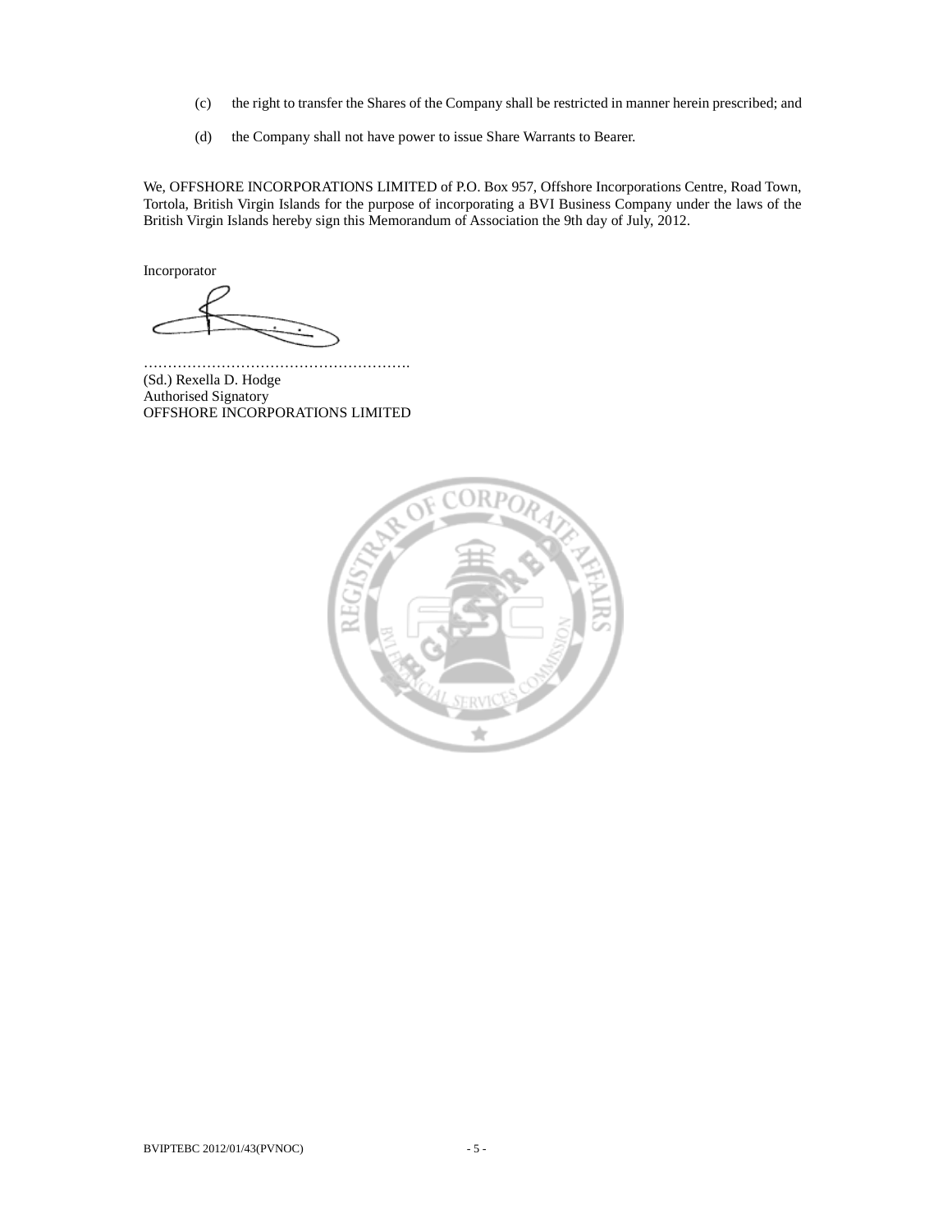(c) the right to transfer the Shares of the Company shall be restricted in manner herein prescribed; and

(d) the Company shall not have power to issue Share Warrants to Bearer.

We, OFFSHORE INCORPORATIONS LIMITED of P.O. Box 957, Offshore Incorporations Centre, Road Town, Tortola, British Virgin Islands for the purpose of incorporating a BVI Business Company under the laws of the British Virgin Islands hereby sign this Memorandum of Association the 9th day of July, 2012.

Incorporator

……………………………………………….

(Sd.) Rexella D. Hodge  
Authorised Signatory  
OFFSHORE INCORPORATIONS LIMITED

BVIPTEBC 2012/01/43(PVNOC)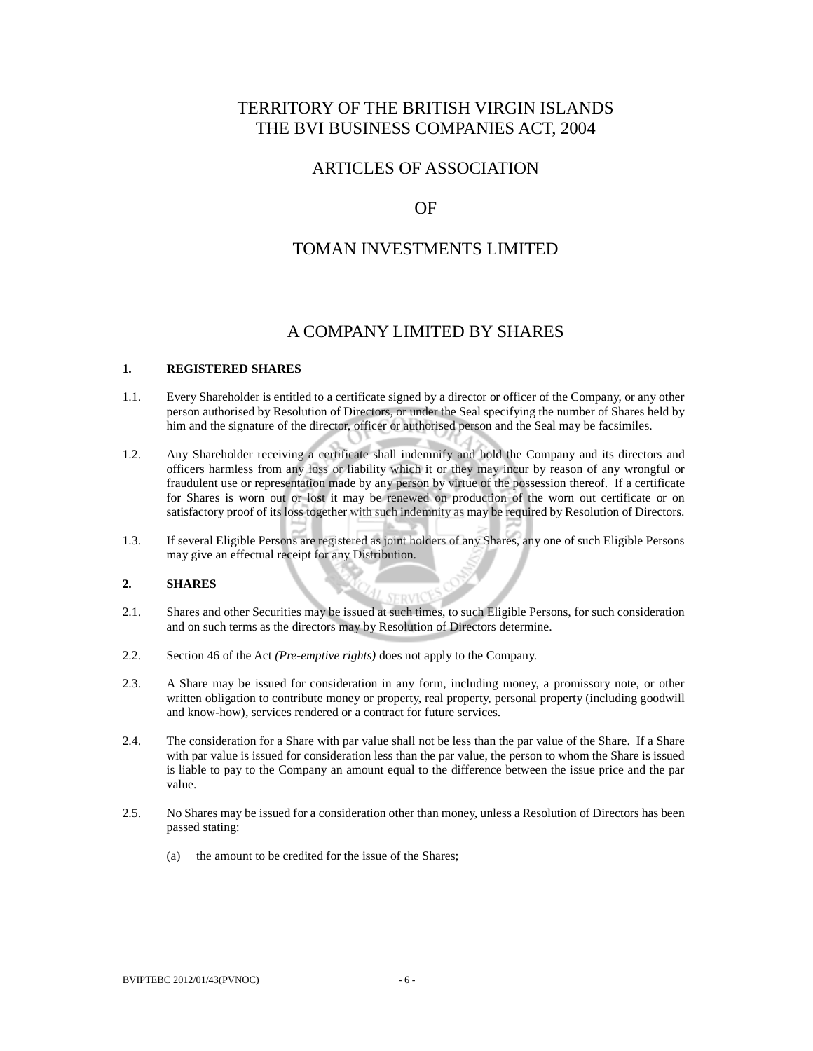# TERRITORY OF THE BRITISH VIRGIN ISLANDS
# THE BVI BUSINESS COMPANIES ACT, 2004

# ARTICLES OF ASSOCIATION

# OF

# TOMAN INVESTMENTS LIMITED

## A COMPANY LIMITED BY SHARES

**1. REGISTERED SHARES**

1.1. Every Shareholder is entitled to a certificate signed by a director or officer of the Company, or any other person authorised by Resolution of Directors, or under the Seal specifying the number of Shares held by him and the signature of the director, officer or authorised person and the Seal may be facsimiles.

1.2. Any Shareholder receiving a certificate shall indemnify and hold the Company and its directors and officers harmless from any loss or liability which it or they may incur by reason of any wrongful or fraudulent use or representation made by any person by virtue of the possession thereof. If a certificate for Shares is worn out or lost it may be renewed on production of the worn out certificate or on satisfactory proof of its loss together with such indemnity as may be required by Resolution of Directors.

1.3. If several Eligible Persons are registered as joint holders of any Shares, any one of such Eligible Persons may give an effectual receipt for any Distribution.

**2. SHARES**

2.1. Shares and other Securities may be issued at such times, to such Eligible Persons, for such consideration and on such terms as the directors may by Resolution of Directors determine.

2.2. Section 46 of the Act *(Pre-emptive rights)* does not apply to the Company.

2.3. A Share may be issued for consideration in any form, including money, a promissory note, or other written obligation to contribute money or property, real property, personal property (including goodwill and know-how), services rendered or a contract for future services.

2.4. The consideration for a Share with par value shall not be less than the par value of the Share. If a Share with par value is issued for consideration less than the par value, the person to whom the Share is issued is liable to pay to the Company an amount equal to the difference between the issue price and the par value.

2.5. No Shares may be issued for a consideration other than money, unless a Resolution of Directors has been passed stating:

(a) the amount to be credited for the issue of the Shares;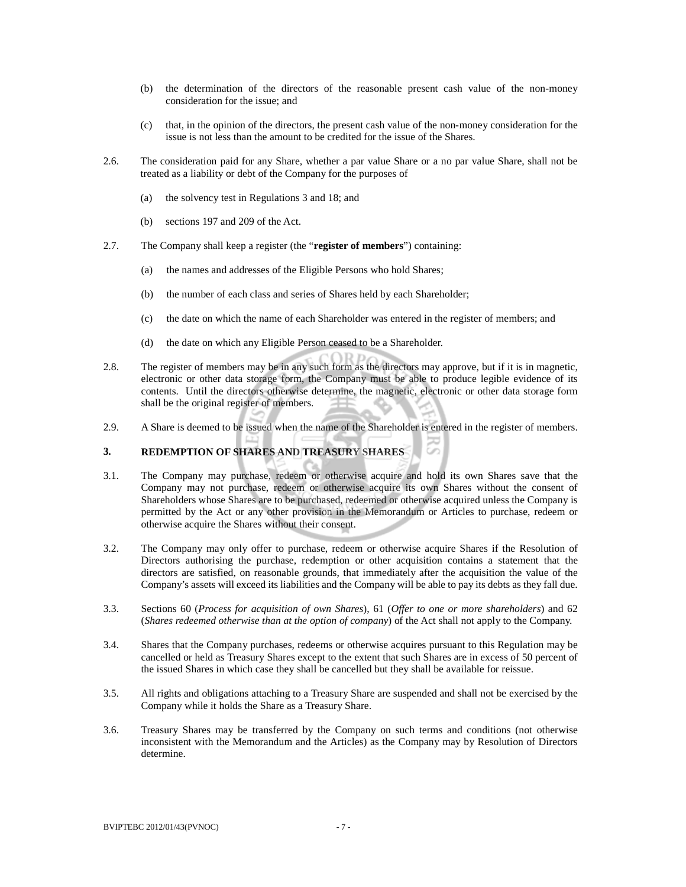(b) the determination of the directors of the reasonable present cash value of the non-money consideration for the issue; and

(c) that, in the opinion of the directors, the present cash value of the non-money consideration for the issue is not less than the amount to be credited for the issue of the Shares.

2.6. The consideration paid for any Share, whether a par value Share or a no par value Share, shall not be treated as a liability or debt of the Company for the purposes of

(a) the solvency test in Regulations 3 and 18; and

(b) sections 197 and 209 of the Act.

2.7. The Company shall keep a register (the "**register of members**") containing:

(a) the names and addresses of the Eligible Persons who hold Shares;

(b) the number of each class and series of Shares held by each Shareholder;

(c) the date on which the name of each Shareholder was entered in the register of members; and

(d) the date on which any Eligible Person ceased to be a Shareholder.

2.8. The register of members may be in any such form as the directors may approve, but if it is in magnetic, electronic or other data storage form, the Company must be able to produce legible evidence of its contents. Until the directors otherwise determine, the magnetic, electronic or other data storage form shall be the original register of members.

2.9. A Share is deemed to be issued when the name of the Shareholder is entered in the register of members.

## 3. REDEMPTION OF SHARES AND TREASURY SHARES

3.1. The Company may purchase, redeem or otherwise acquire and hold its own Shares save that the Company may not purchase, redeem or otherwise acquire its own Shares without the consent of Shareholders whose Shares are to be purchased, redeemed or otherwise acquired unless the Company is permitted by the Act or any other provision in the Memorandum or Articles to purchase, redeem or otherwise acquire the Shares without their consent.

3.2. The Company may only offer to purchase, redeem or otherwise acquire Shares if the Resolution of Directors authorising the purchase, redemption or other acquisition contains a statement that the directors are satisfied, on reasonable grounds, that immediately after the acquisition the value of the Company's assets will exceed its liabilities and the Company will be able to pay its debts as they fall due.

3.3. Sections 60 (*Process for acquisition of own Shares*), 61 (*Offer to one or more shareholders*) and 62 (*Shares redeemed otherwise than at the option of company*) of the Act shall not apply to the Company.

3.4. Shares that the Company purchases, redeems or otherwise acquires pursuant to this Regulation may be cancelled or held as Treasury Shares except to the extent that such Shares are in excess of 50 percent of the issued Shares in which case they shall be cancelled but they shall be available for reissue.

3.5. All rights and obligations attaching to a Treasury Share are suspended and shall not be exercised by the Company while it holds the Share as a Treasury Share.

3.6. Treasury Shares may be transferred by the Company on such terms and conditions (not otherwise inconsistent with the Memorandum and the Articles) as the Company may by Resolution of Directors determine.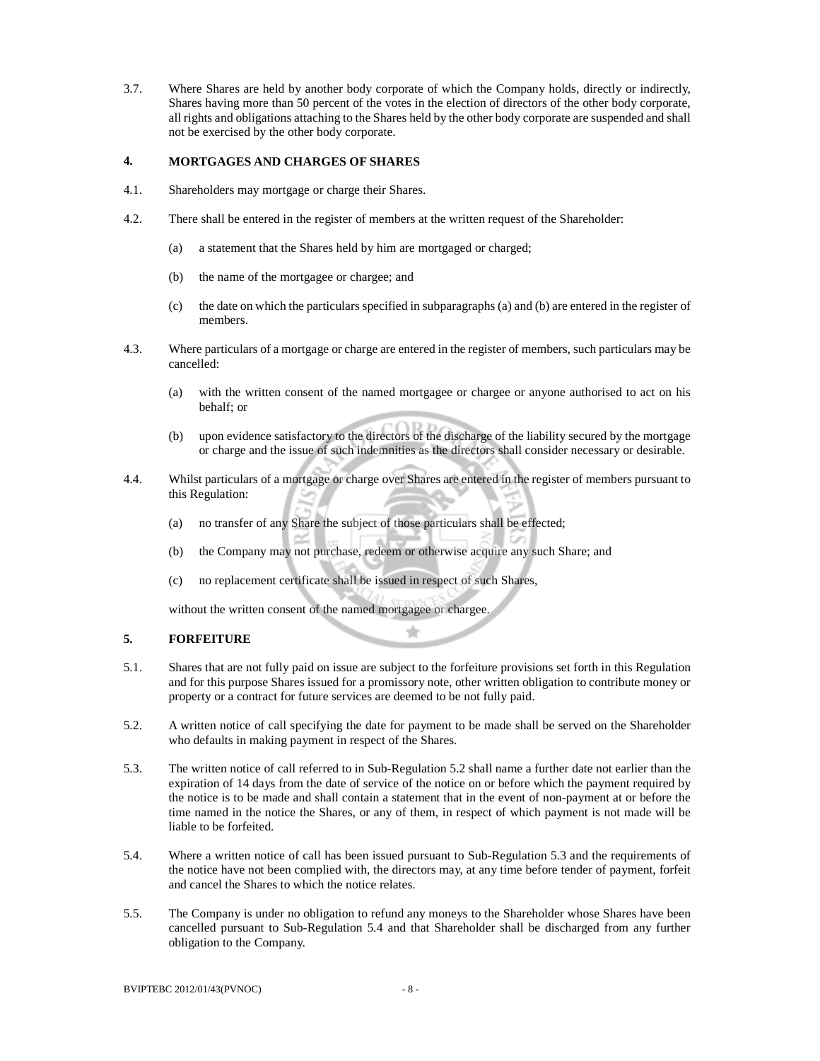3.7. Where Shares are held by another body corporate of which the Company holds, directly or indirectly, Shares having more than 50 percent of the votes in the election of directors of the other body corporate, all rights and obligations attaching to the Shares held by the other body corporate are suspended and shall not be exercised by the other body corporate.

## 4. MORTGAGES AND CHARGES OF SHARES

4.1. Shareholders may mortgage or charge their Shares.

4.2. There shall be entered in the register of members at the written request of the Shareholder:

(a) a statement that the Shares held by him are mortgaged or charged;

(b) the name of the mortgagee or chargee; and

(c) the date on which the particulars specified in subparagraphs (a) and (b) are entered in the register of members.

4.3. Where particulars of a mortgage or charge are entered in the register of members, such particulars may be cancelled:

(a) with the written consent of the named mortgagee or chargee or anyone authorised to act on his behalf; or

(b) upon evidence satisfactory to the directors of the discharge of the liability secured by the mortgage or charge and the issue of such indemnities as the directors shall consider necessary or desirable.

4.4. Whilst particulars of a mortgage or charge over Shares are entered in the register of members pursuant to this Regulation:

(a) no transfer of any Share the subject of those particulars shall be effected;

(b) the Company may not purchase, redeem or otherwise acquire any such Share; and

(c) no replacement certificate shall be issued in respect of such Shares,

without the written consent of the named mortgagee or chargee.

## 5. FORFEITURE

5.1. Shares that are not fully paid on issue are subject to the forfeiture provisions set forth in this Regulation and for this purpose Shares issued for a promissory note, other written obligation to contribute money or property or a contract for future services are deemed to be not fully paid.

5.2. A written notice of call specifying the date for payment to be made shall be served on the Shareholder who defaults in making payment in respect of the Shares.

5.3. The written notice of call referred to in Sub-Regulation 5.2 shall name a further date not earlier than the expiration of 14 days from the date of service of the notice on or before which the payment required by the notice is to be made and shall contain a statement that in the event of non-payment at or before the time named in the notice the Shares, or any of them, in respect of which payment is not made will be liable to be forfeited.

5.4. Where a written notice of call has been issued pursuant to Sub-Regulation 5.3 and the requirements of the notice have not been complied with, the directors may, at any time before tender of payment, forfeit and cancel the Shares to which the notice relates.

5.5. The Company is under no obligation to refund any moneys to the Shareholder whose Shares have been cancelled pursuant to Sub-Regulation 5.4 and that Shareholder shall be discharged from any further obligation to the Company.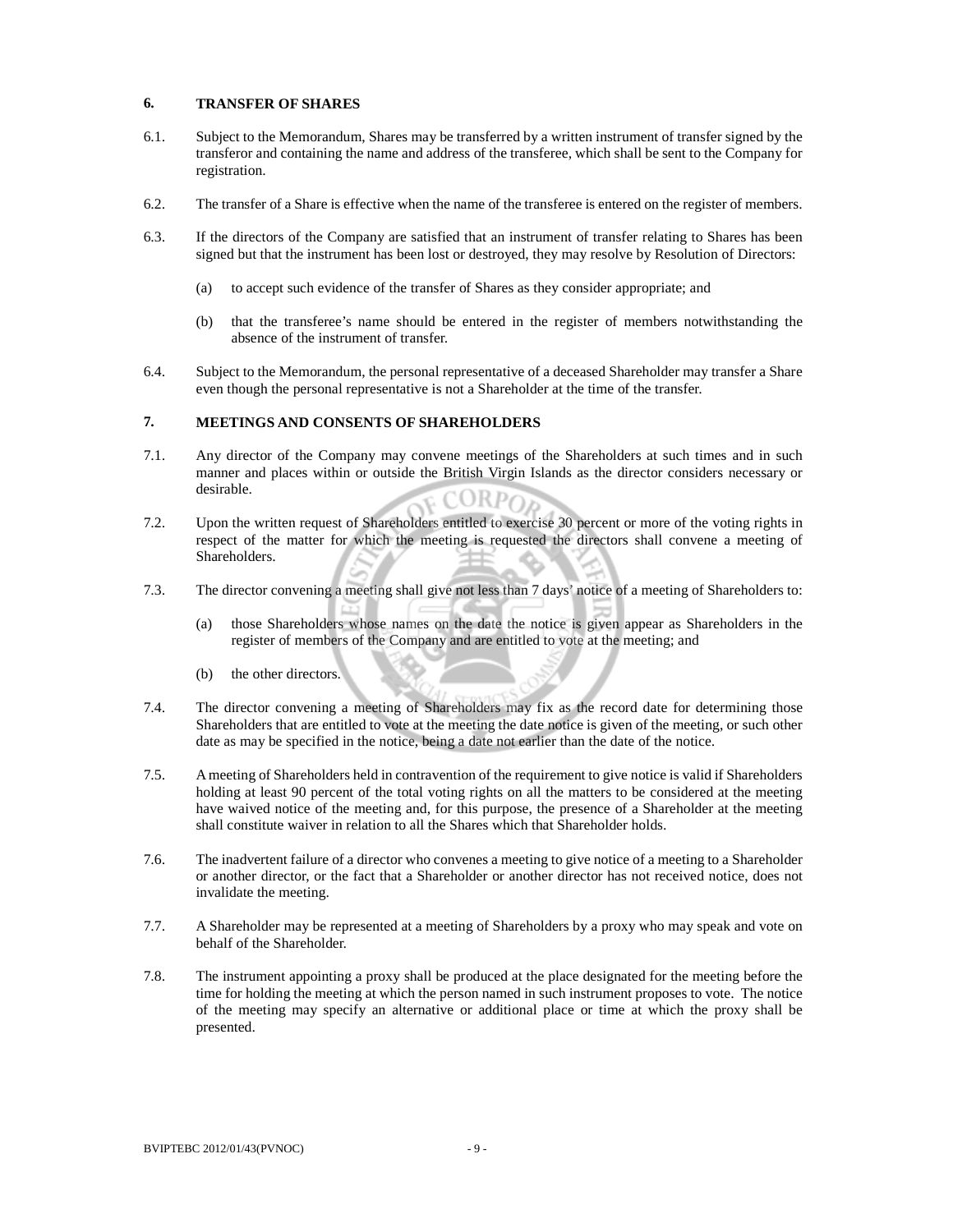## 6. TRANSFER OF SHARES

6.1. Subject to the Memorandum, Shares may be transferred by a written instrument of transfer signed by the transferor and containing the name and address of the transferee, which shall be sent to the Company for registration.

6.2. The transfer of a Share is effective when the name of the transferee is entered on the register of members.

6.3. If the directors of the Company are satisfied that an instrument of transfer relating to Shares has been signed but that the instrument has been lost or destroyed, they may resolve by Resolution of Directors:

(a) to accept such evidence of the transfer of Shares as they consider appropriate; and

(b) that the transferee's name should be entered in the register of members notwithstanding the absence of the instrument of transfer.

6.4. Subject to the Memorandum, the personal representative of a deceased Shareholder may transfer a Share even though the personal representative is not a Shareholder at the time of the transfer.

## 7. MEETINGS AND CONSENTS OF SHAREHOLDERS

7.1. Any director of the Company may convene meetings of the Shareholders at such times and in such manner and places within or outside the British Virgin Islands as the director considers necessary or desirable.

7.2. Upon the written request of Shareholders entitled to exercise 30 percent or more of the voting rights in respect of the matter for which the meeting is requested the directors shall convene a meeting of Shareholders.

7.3. The director convening a meeting shall give not less than 7 days' notice of a meeting of Shareholders to:

(a) those Shareholders whose names on the date the notice is given appear as Shareholders in the register of members of the Company and are entitled to vote at the meeting; and

(b) the other directors.

7.4. The director convening a meeting of Shareholders may fix as the record date for determining those Shareholders that are entitled to vote at the meeting the date notice is given of the meeting, or such other date as may be specified in the notice, being a date not earlier than the date of the notice.

7.5. A meeting of Shareholders held in contravention of the requirement to give notice is valid if Shareholders holding at least 90 percent of the total voting rights on all the matters to be considered at the meeting have waived notice of the meeting and, for this purpose, the presence of a Shareholder at the meeting shall constitute waiver in relation to all the Shares which that Shareholder holds.

7.6. The inadvertent failure of a director who convenes a meeting to give notice of a meeting to a Shareholder or another director, or the fact that a Shareholder or another director has not received notice, does not invalidate the meeting.

7.7. A Shareholder may be represented at a meeting of Shareholders by a proxy who may speak and vote on behalf of the Shareholder.

7.8. The instrument appointing a proxy shall be produced at the place designated for the meeting before the time for holding the meeting at which the person named in such instrument proposes to vote. The notice of the meeting may specify an alternative or additional place or time at which the proxy shall be presented.

BVIPTEBC 2012/01/43(PVNOC)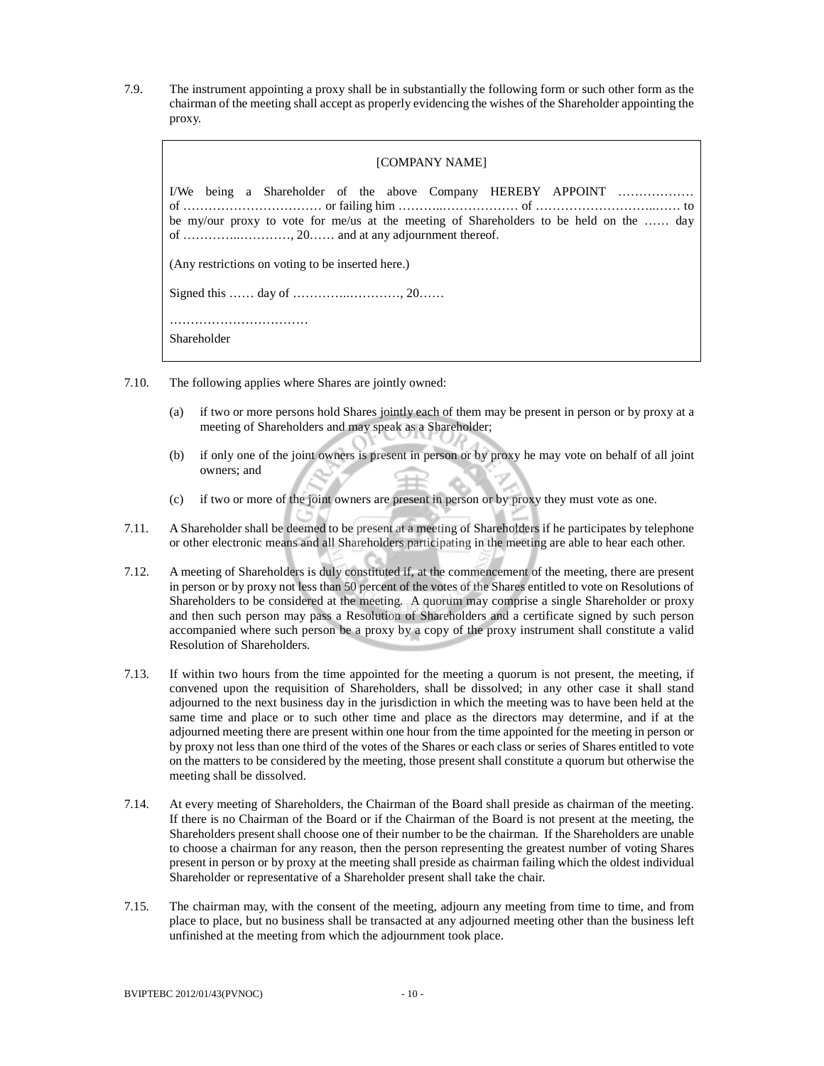7.9. The instrument appointing a proxy shall be in substantially the following form or such other form as the chairman of the meeting shall accept as properly evidencing the wishes of the Shareholder appointing the proxy.

> [COMPANY NAME]
>
> I/We being a Shareholder of the above Company HEREBY APPOINT ……………… of …………………………… or failing him ………..……………… of ……………………….…… to be my/our proxy to vote for me/us at the meeting of Shareholders to be held on the …… day of …………..…………, 20…… and at any adjournment thereof.
>
> (Any restrictions on voting to be inserted here.)
>
> Signed this …… day of …………..…………, 20……
>
> ……………………………
>
> Shareholder

7.10. The following applies where Shares are jointly owned:

(a) if two or more persons hold Shares jointly each of them may be present in person or by proxy at a meeting of Shareholders and may speak as a Shareholder;

(b) if only one of the joint owners is present in person or by proxy he may vote on behalf of all joint owners; and

(c) if two or more of the joint owners are present in person or by proxy they must vote as one.

7.11. A Shareholder shall be deemed to be present at a meeting of Shareholders if he participates by telephone or other electronic means and all Shareholders participating in the meeting are able to hear each other.

7.12. A meeting of Shareholders is duly constituted if, at the commencement of the meeting, there are present in person or by proxy not less than 50 percent of the votes of the Shares entitled to vote on Resolutions of Shareholders to be considered at the meeting. A quorum may comprise a single Shareholder or proxy and then such person may pass a Resolution of Shareholders and a certificate signed by such person accompanied where such person be a proxy by a copy of the proxy instrument shall constitute a valid Resolution of Shareholders.

7.13. If within two hours from the time appointed for the meeting a quorum is not present, the meeting, if convened upon the requisition of Shareholders, shall be dissolved; in any other case it shall stand adjourned to the next business day in the jurisdiction in which the meeting was to have been held at the same time and place or to such other time and place as the directors may determine, and if at the adjourned meeting there are present within one hour from the time appointed for the meeting in person or by proxy not less than one third of the votes of the Shares or each class or series of Shares entitled to vote on the matters to be considered by the meeting, those present shall constitute a quorum but otherwise the meeting shall be dissolved.

7.14. At every meeting of Shareholders, the Chairman of the Board shall preside as chairman of the meeting. If there is no Chairman of the Board or if the Chairman of the Board is not present at the meeting, the Shareholders present shall choose one of their number to be the chairman. If the Shareholders are unable to choose a chairman for any reason, then the person representing the greatest number of voting Shares present in person or by proxy at the meeting shall preside as chairman failing which the oldest individual Shareholder or representative of a Shareholder present shall take the chair.

7.15. The chairman may, with the consent of the meeting, adjourn any meeting from time to time, and from place to place, but no business shall be transacted at any adjourned meeting other than the business left unfinished at the meeting from which the adjournment took place.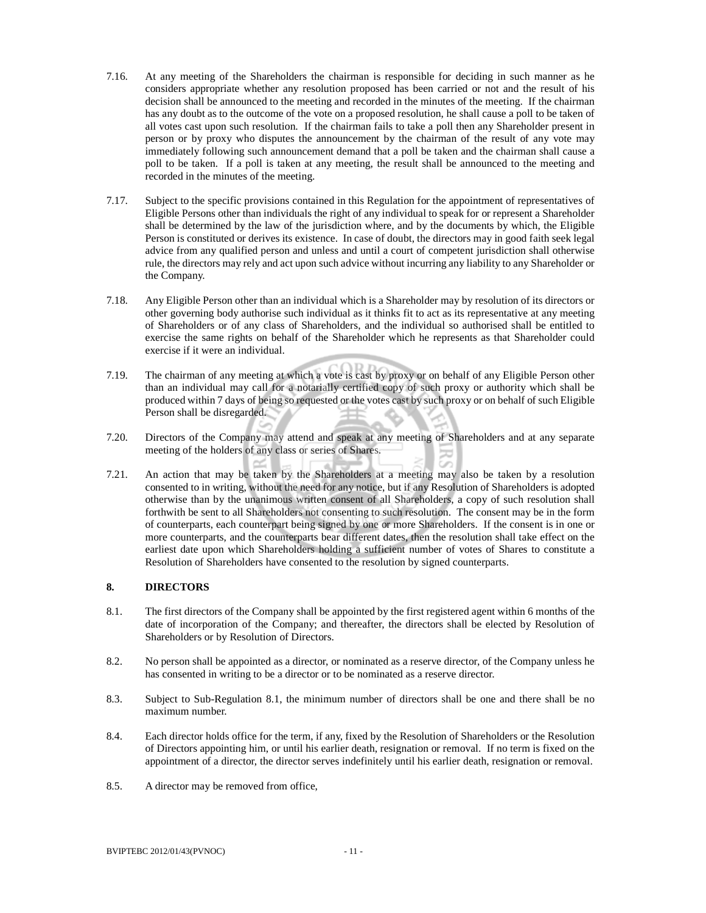7.16. At any meeting of the Shareholders the chairman is responsible for deciding in such manner as he considers appropriate whether any resolution proposed has been carried or not and the result of his decision shall be announced to the meeting and recorded in the minutes of the meeting. If the chairman has any doubt as to the outcome of the vote on a proposed resolution, he shall cause a poll to be taken of all votes cast upon such resolution. If the chairman fails to take a poll then any Shareholder present in person or by proxy who disputes the announcement by the chairman of the result of any vote may immediately following such announcement demand that a poll be taken and the chairman shall cause a poll to be taken. If a poll is taken at any meeting, the result shall be announced to the meeting and recorded in the minutes of the meeting.

7.17. Subject to the specific provisions contained in this Regulation for the appointment of representatives of Eligible Persons other than individuals the right of any individual to speak for or represent a Shareholder shall be determined by the law of the jurisdiction where, and by the documents by which, the Eligible Person is constituted or derives its existence. In case of doubt, the directors may in good faith seek legal advice from any qualified person and unless and until a court of competent jurisdiction shall otherwise rule, the directors may rely and act upon such advice without incurring any liability to any Shareholder or the Company.

7.18. Any Eligible Person other than an individual which is a Shareholder may by resolution of its directors or other governing body authorise such individual as it thinks fit to act as its representative at any meeting of Shareholders or of any class of Shareholders, and the individual so authorised shall be entitled to exercise the same rights on behalf of the Shareholder which he represents as that Shareholder could exercise if it were an individual.

7.19. The chairman of any meeting at which a vote is cast by proxy or on behalf of any Eligible Person other than an individual may call for a notarially certified copy of such proxy or authority which shall be produced within 7 days of being so requested or the votes cast by such proxy or on behalf of such Eligible Person shall be disregarded.

7.20. Directors of the Company may attend and speak at any meeting of Shareholders and at any separate meeting of the holders of any class or series of Shares.

7.21. An action that may be taken by the Shareholders at a meeting may also be taken by a resolution consented to in writing, without the need for any notice, but if any Resolution of Shareholders is adopted otherwise than by the unanimous written consent of all Shareholders, a copy of such resolution shall forthwith be sent to all Shareholders not consenting to such resolution. The consent may be in the form of counterparts, each counterpart being signed by one or more Shareholders. If the consent is in one or more counterparts, and the counterparts bear different dates, then the resolution shall take effect on the earliest date upon which Shareholders holding a sufficient number of votes of Shares to constitute a Resolution of Shareholders have consented to the resolution by signed counterparts.

## 8. DIRECTORS

8.1. The first directors of the Company shall be appointed by the first registered agent within 6 months of the date of incorporation of the Company; and thereafter, the directors shall be elected by Resolution of Shareholders or by Resolution of Directors.

8.2. No person shall be appointed as a director, or nominated as a reserve director, of the Company unless he has consented in writing to be a director or to be nominated as a reserve director.

8.3. Subject to Sub-Regulation 8.1, the minimum number of directors shall be one and there shall be no maximum number.

8.4. Each director holds office for the term, if any, fixed by the Resolution of Shareholders or the Resolution of Directors appointing him, or until his earlier death, resignation or removal. If no term is fixed on the appointment of a director, the director serves indefinitely until his earlier death, resignation or removal.

8.5. A director may be removed from office,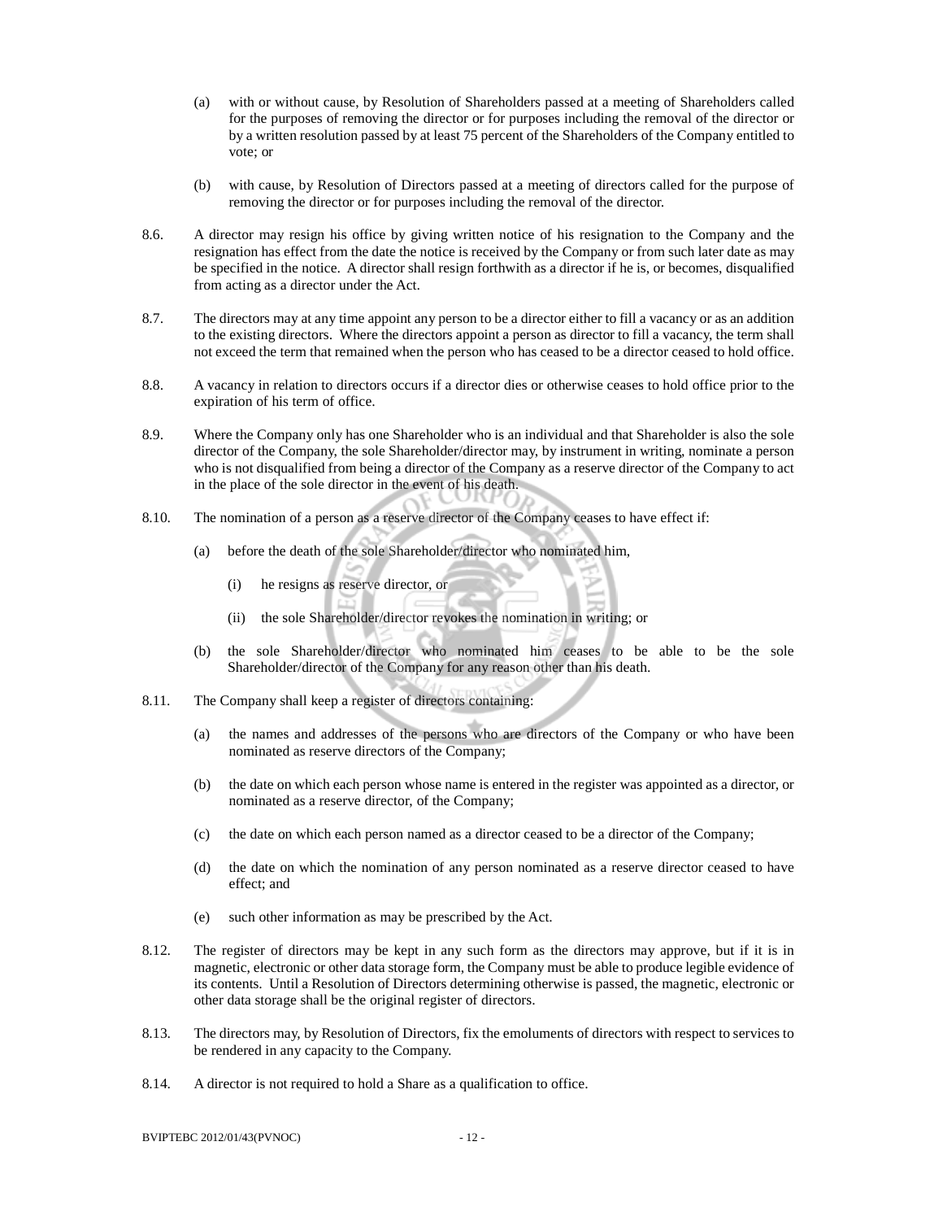(a) with or without cause, by Resolution of Shareholders passed at a meeting of Shareholders called for the purposes of removing the director or for purposes including the removal of the director or by a written resolution passed by at least 75 percent of the Shareholders of the Company entitled to vote; or

(b) with cause, by Resolution of Directors passed at a meeting of directors called for the purpose of removing the director or for purposes including the removal of the director.

8.6. A director may resign his office by giving written notice of his resignation to the Company and the resignation has effect from the date the notice is received by the Company or from such later date as may be specified in the notice. A director shall resign forthwith as a director if he is, or becomes, disqualified from acting as a director under the Act.

8.7. The directors may at any time appoint any person to be a director either to fill a vacancy or as an addition to the existing directors. Where the directors appoint a person as director to fill a vacancy, the term shall not exceed the term that remained when the person who has ceased to be a director ceased to hold office.

8.8. A vacancy in relation to directors occurs if a director dies or otherwise ceases to hold office prior to the expiration of his term of office.

8.9. Where the Company only has one Shareholder who is an individual and that Shareholder is also the sole director of the Company, the sole Shareholder/director may, by instrument in writing, nominate a person who is not disqualified from being a director of the Company as a reserve director of the Company to act in the place of the sole director in the event of his death.

8.10. The nomination of a person as a reserve director of the Company ceases to have effect if:

(a) before the death of the sole Shareholder/director who nominated him,

(i) he resigns as reserve director, or

(ii) the sole Shareholder/director revokes the nomination in writing; or

(b) the sole Shareholder/director who nominated him ceases to be able to be the sole Shareholder/director of the Company for any reason other than his death.

8.11. The Company shall keep a register of directors containing:

(a) the names and addresses of the persons who are directors of the Company or who have been nominated as reserve directors of the Company;

(b) the date on which each person whose name is entered in the register was appointed as a director, or nominated as a reserve director, of the Company;

(c) the date on which each person named as a director ceased to be a director of the Company;

(d) the date on which the nomination of any person nominated as a reserve director ceased to have effect; and

(e) such other information as may be prescribed by the Act.

8.12. The register of directors may be kept in any such form as the directors may approve, but if it is in magnetic, electronic or other data storage form, the Company must be able to produce legible evidence of its contents. Until a Resolution of Directors determining otherwise is passed, the magnetic, electronic or other data storage shall be the original register of directors.

8.13. The directors may, by Resolution of Directors, fix the emoluments of directors with respect to services to be rendered in any capacity to the Company.

8.14. A director is not required to hold a Share as a qualification to office.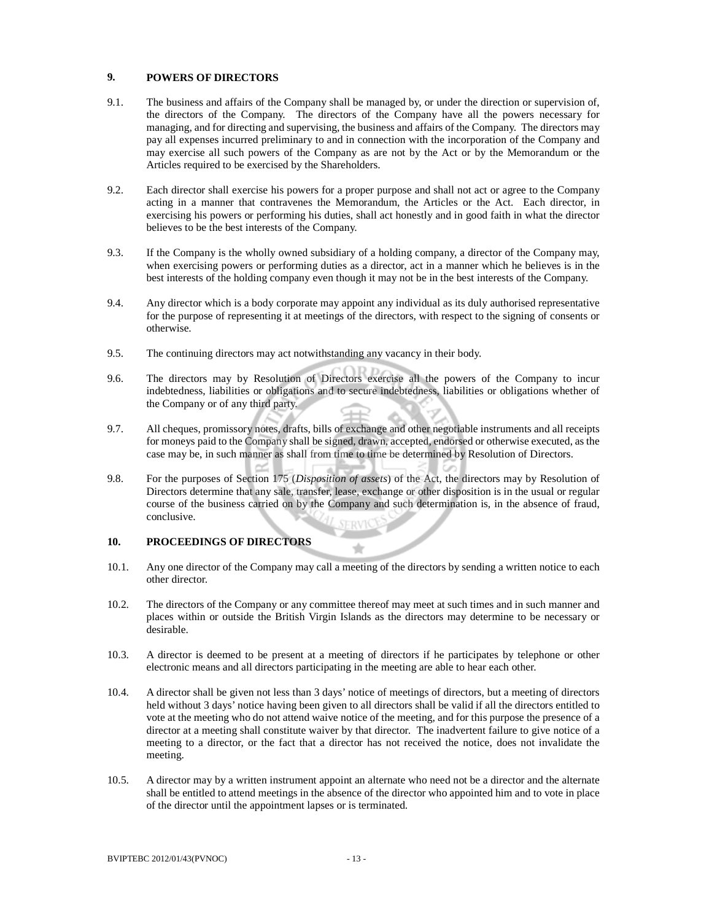## 9. POWERS OF DIRECTORS

9.1. The business and affairs of the Company shall be managed by, or under the direction or supervision of, the directors of the Company. The directors of the Company have all the powers necessary for managing, and for directing and supervising, the business and affairs of the Company. The directors may pay all expenses incurred preliminary to and in connection with the incorporation of the Company and may exercise all such powers of the Company as are not by the Act or by the Memorandum or the Articles required to be exercised by the Shareholders.

9.2. Each director shall exercise his powers for a proper purpose and shall not act or agree to the Company acting in a manner that contravenes the Memorandum, the Articles or the Act. Each director, in exercising his powers or performing his duties, shall act honestly and in good faith in what the director believes to be the best interests of the Company.

9.3. If the Company is the wholly owned subsidiary of a holding company, a director of the Company may, when exercising powers or performing duties as a director, act in a manner which he believes is in the best interests of the holding company even though it may not be in the best interests of the Company.

9.4. Any director which is a body corporate may appoint any individual as its duly authorised representative for the purpose of representing it at meetings of the directors, with respect to the signing of consents or otherwise.

9.5. The continuing directors may act notwithstanding any vacancy in their body.

9.6. The directors may by Resolution of Directors exercise all the powers of the Company to incur indebtedness, liabilities or obligations and to secure indebtedness, liabilities or obligations whether of the Company or of any third party.

9.7. All cheques, promissory notes, drafts, bills of exchange and other negotiable instruments and all receipts for moneys paid to the Company shall be signed, drawn, accepted, endorsed or otherwise executed, as the case may be, in such manner as shall from time to time be determined by Resolution of Directors.

9.8. For the purposes of Section 175 (*Disposition of assets*) of the Act, the directors may by Resolution of Directors determine that any sale, transfer, lease, exchange or other disposition is in the usual or regular course of the business carried on by the Company and such determination is, in the absence of fraud, conclusive.

## 10. PROCEEDINGS OF DIRECTORS

10.1. Any one director of the Company may call a meeting of the directors by sending a written notice to each other director.

10.2. The directors of the Company or any committee thereof may meet at such times and in such manner and places within or outside the British Virgin Islands as the directors may determine to be necessary or desirable.

10.3. A director is deemed to be present at a meeting of directors if he participates by telephone or other electronic means and all directors participating in the meeting are able to hear each other.

10.4. A director shall be given not less than 3 days' notice of meetings of directors, but a meeting of directors held without 3 days' notice having been given to all directors shall be valid if all the directors entitled to vote at the meeting who do not attend waive notice of the meeting, and for this purpose the presence of a director at a meeting shall constitute waiver by that director. The inadvertent failure to give notice of a meeting to a director, or the fact that a director has not received the notice, does not invalidate the meeting.

10.5. A director may by a written instrument appoint an alternate who need not be a director and the alternate shall be entitled to attend meetings in the absence of the director who appointed him and to vote in place of the director until the appointment lapses or is terminated.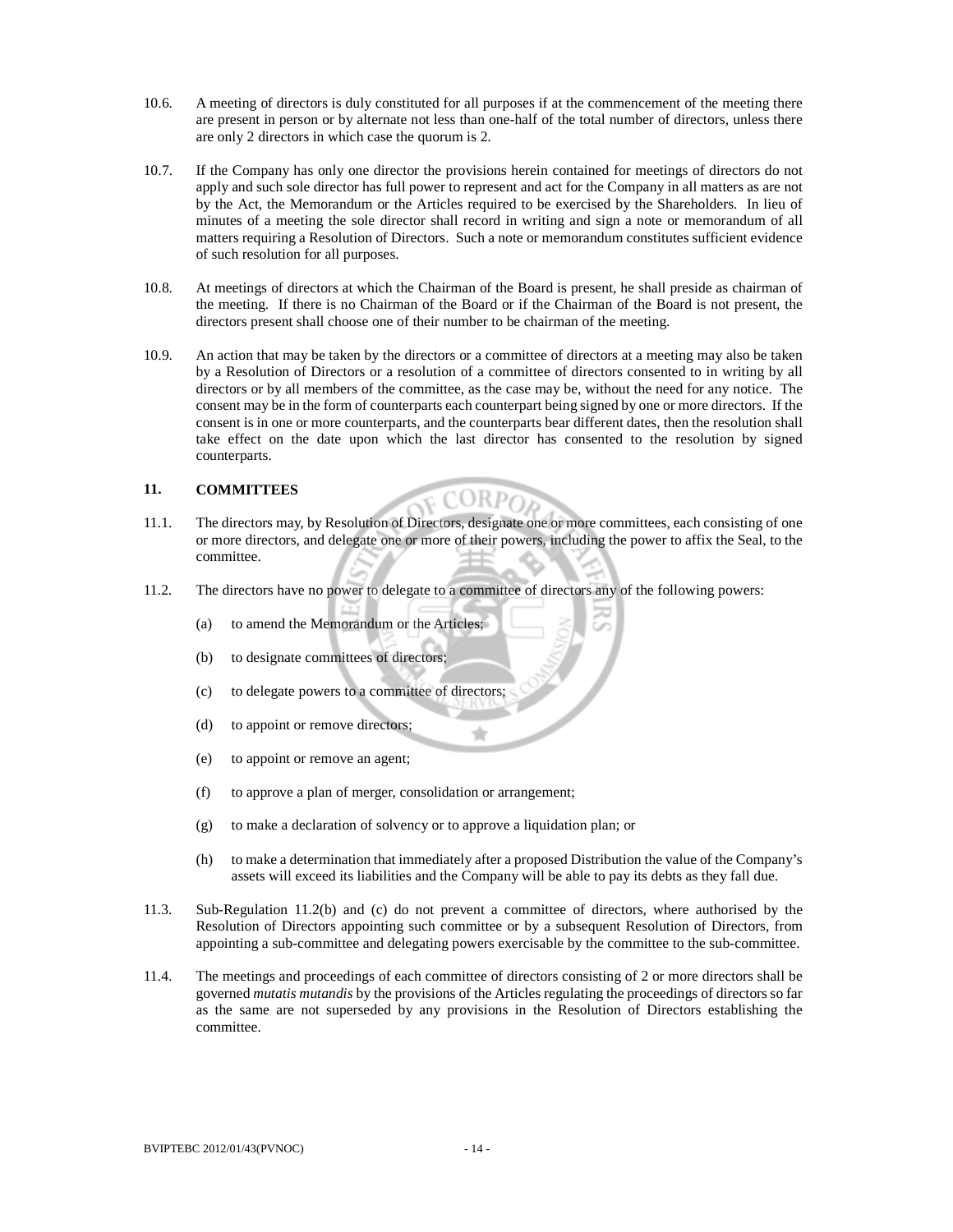10.6. A meeting of directors is duly constituted for all purposes if at the commencement of the meeting there are present in person or by alternate not less than one-half of the total number of directors, unless there are only 2 directors in which case the quorum is 2.

10.7. If the Company has only one director the provisions herein contained for meetings of directors do not apply and such sole director has full power to represent and act for the Company in all matters as are not by the Act, the Memorandum or the Articles required to be exercised by the Shareholders. In lieu of minutes of a meeting the sole director shall record in writing and sign a note or memorandum of all matters requiring a Resolution of Directors. Such a note or memorandum constitutes sufficient evidence of such resolution for all purposes.

10.8. At meetings of directors at which the Chairman of the Board is present, he shall preside as chairman of the meeting. If there is no Chairman of the Board or if the Chairman of the Board is not present, the directors present shall choose one of their number to be chairman of the meeting.

10.9. An action that may be taken by the directors or a committee of directors at a meeting may also be taken by a Resolution of Directors or a resolution of a committee of directors consented to in writing by all directors or by all members of the committee, as the case may be, without the need for any notice. The consent may be in the form of counterparts each counterpart being signed by one or more directors. If the consent is in one or more counterparts, and the counterparts bear different dates, then the resolution shall take effect on the date upon which the last director has consented to the resolution by signed counterparts.

## 11. COMMITTEES

11.1. The directors may, by Resolution of Directors, designate one or more committees, each consisting of one or more directors, and delegate one or more of their powers, including the power to affix the Seal, to the committee.

11.2. The directors have no power to delegate to a committee of directors any of the following powers:

(a) to amend the Memorandum or the Articles;

(b) to designate committees of directors;

(c) to delegate powers to a committee of directors;

(d) to appoint or remove directors;

(e) to appoint or remove an agent;

(f) to approve a plan of merger, consolidation or arrangement;

(g) to make a declaration of solvency or to approve a liquidation plan; or

(h) to make a determination that immediately after a proposed Distribution the value of the Company's assets will exceed its liabilities and the Company will be able to pay its debts as they fall due.

11.3. Sub-Regulation 11.2(b) and (c) do not prevent a committee of directors, where authorised by the Resolution of Directors appointing such committee or by a subsequent Resolution of Directors, from appointing a sub-committee and delegating powers exercisable by the committee to the sub-committee.

11.4. The meetings and proceedings of each committee of directors consisting of 2 or more directors shall be governed *mutatis mutandis* by the provisions of the Articles regulating the proceedings of directors so far as the same are not superseded by any provisions in the Resolution of Directors establishing the committee.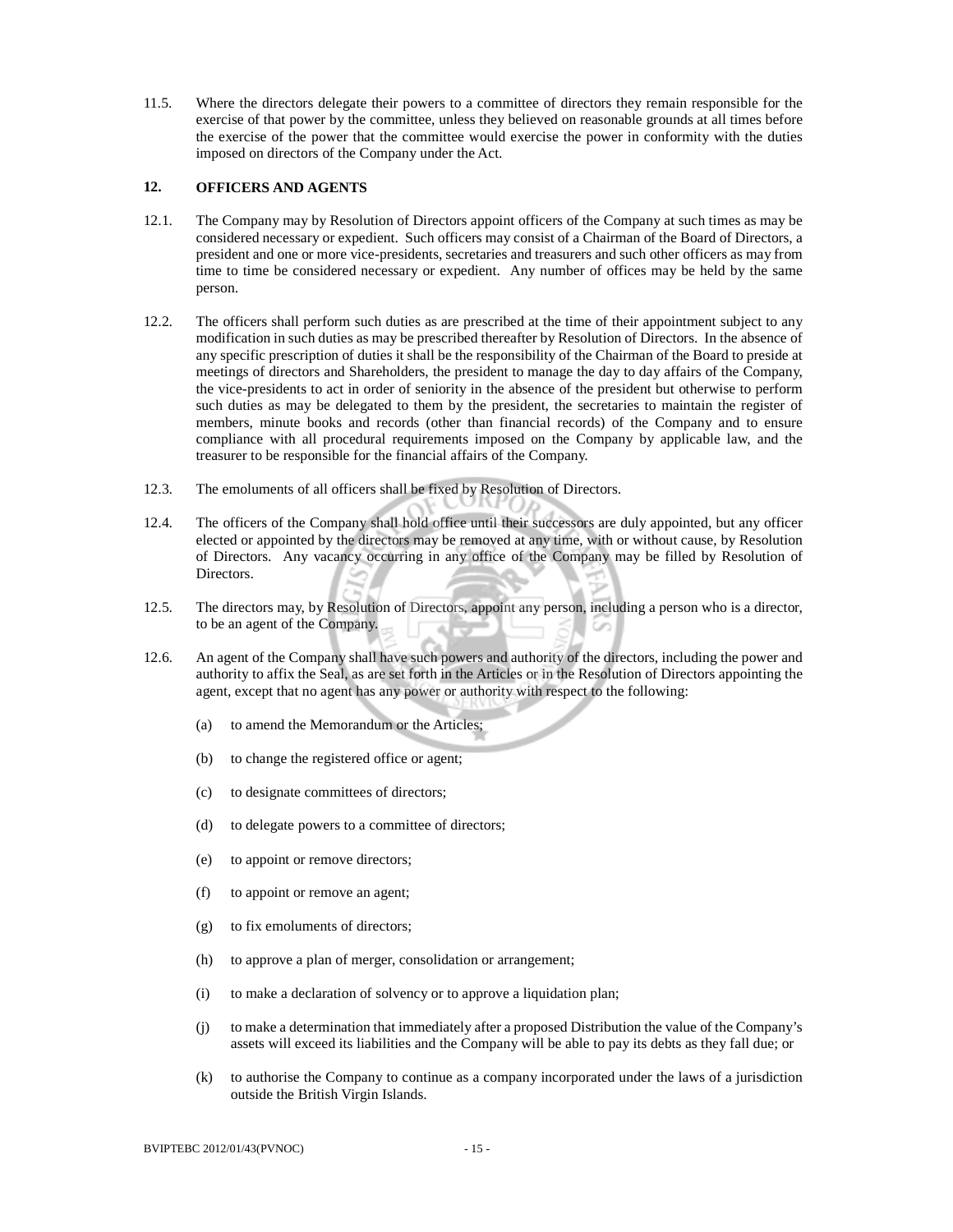11.5. Where the directors delegate their powers to a committee of directors they remain responsible for the exercise of that power by the committee, unless they believed on reasonable grounds at all times before the exercise of the power that the committee would exercise the power in conformity with the duties imposed on directors of the Company under the Act.

## 12. OFFICERS AND AGENTS

12.1. The Company may by Resolution of Directors appoint officers of the Company at such times as may be considered necessary or expedient. Such officers may consist of a Chairman of the Board of Directors, a president and one or more vice-presidents, secretaries and treasurers and such other officers as may from time to time be considered necessary or expedient. Any number of offices may be held by the same person.

12.2. The officers shall perform such duties as are prescribed at the time of their appointment subject to any modification in such duties as may be prescribed thereafter by Resolution of Directors. In the absence of any specific prescription of duties it shall be the responsibility of the Chairman of the Board to preside at meetings of directors and Shareholders, the president to manage the day to day affairs of the Company, the vice-presidents to act in order of seniority in the absence of the president but otherwise to perform such duties as may be delegated to them by the president, the secretaries to maintain the register of members, minute books and records (other than financial records) of the Company and to ensure compliance with all procedural requirements imposed on the Company by applicable law, and the treasurer to be responsible for the financial affairs of the Company.

12.3. The emoluments of all officers shall be fixed by Resolution of Directors.

12.4. The officers of the Company shall hold office until their successors are duly appointed, but any officer elected or appointed by the directors may be removed at any time, with or without cause, by Resolution of Directors. Any vacancy occurring in any office of the Company may be filled by Resolution of Directors.

12.5. The directors may, by Resolution of Directors, appoint any person, including a person who is a director, to be an agent of the Company.

12.6. An agent of the Company shall have such powers and authority of the directors, including the power and authority to affix the Seal, as are set forth in the Articles or in the Resolution of Directors appointing the agent, except that no agent has any power or authority with respect to the following:

(a) to amend the Memorandum or the Articles;

(b) to change the registered office or agent;

(c) to designate committees of directors;

(d) to delegate powers to a committee of directors;

(e) to appoint or remove directors;

(f) to appoint or remove an agent;

(g) to fix emoluments of directors;

(h) to approve a plan of merger, consolidation or arrangement;

(i) to make a declaration of solvency or to approve a liquidation plan;

(j) to make a determination that immediately after a proposed Distribution the value of the Company's assets will exceed its liabilities and the Company will be able to pay its debts as they fall due; or

(k) to authorise the Company to continue as a company incorporated under the laws of a jurisdiction outside the British Virgin Islands.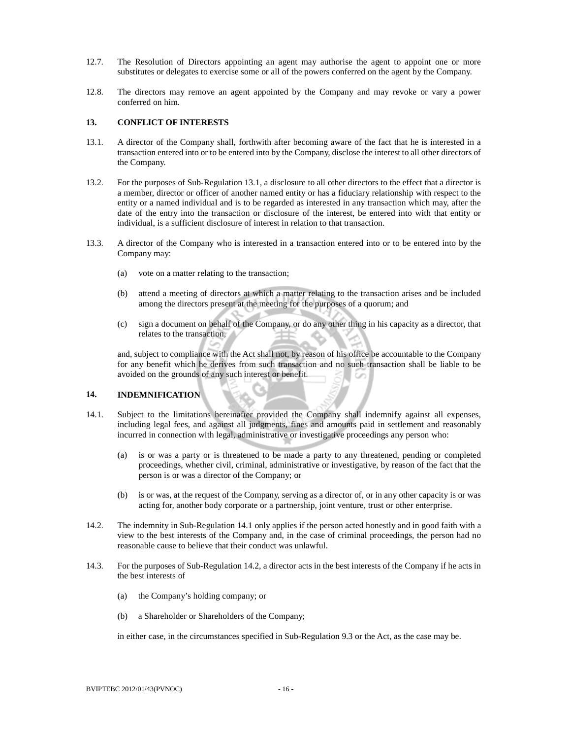12.7. The Resolution of Directors appointing an agent may authorise the agent to appoint one or more substitutes or delegates to exercise some or all of the powers conferred on the agent by the Company.

12.8. The directors may remove an agent appointed by the Company and may revoke or vary a power conferred on him.

## 13. CONFLICT OF INTERESTS

13.1. A director of the Company shall, forthwith after becoming aware of the fact that he is interested in a transaction entered into or to be entered into by the Company, disclose the interest to all other directors of the Company.

13.2. For the purposes of Sub-Regulation 13.1, a disclosure to all other directors to the effect that a director is a member, director or officer of another named entity or has a fiduciary relationship with respect to the entity or a named individual and is to be regarded as interested in any transaction which may, after the date of the entry into the transaction or disclosure of the interest, be entered into with that entity or individual, is a sufficient disclosure of interest in relation to that transaction.

13.3. A director of the Company who is interested in a transaction entered into or to be entered into by the Company may:

(a) vote on a matter relating to the transaction;

(b) attend a meeting of directors at which a matter relating to the transaction arises and be included among the directors present at the meeting for the purposes of a quorum; and

(c) sign a document on behalf of the Company, or do any other thing in his capacity as a director, that relates to the transaction,

and, subject to compliance with the Act shall not, by reason of his office be accountable to the Company for any benefit which he derives from such transaction and no such transaction shall be liable to be avoided on the grounds of any such interest or benefit.

## 14. INDEMNIFICATION

14.1. Subject to the limitations hereinafter provided the Company shall indemnify against all expenses, including legal fees, and against all judgments, fines and amounts paid in settlement and reasonably incurred in connection with legal, administrative or investigative proceedings any person who:

(a) is or was a party or is threatened to be made a party to any threatened, pending or completed proceedings, whether civil, criminal, administrative or investigative, by reason of the fact that the person is or was a director of the Company; or

(b) is or was, at the request of the Company, serving as a director of, or in any other capacity is or was acting for, another body corporate or a partnership, joint venture, trust or other enterprise.

14.2. The indemnity in Sub-Regulation 14.1 only applies if the person acted honestly and in good faith with a view to the best interests of the Company and, in the case of criminal proceedings, the person had no reasonable cause to believe that their conduct was unlawful.

14.3. For the purposes of Sub-Regulation 14.2, a director acts in the best interests of the Company if he acts in the best interests of

(a) the Company's holding company; or

(b) a Shareholder or Shareholders of the Company;

in either case, in the circumstances specified in Sub-Regulation 9.3 or the Act, as the case may be.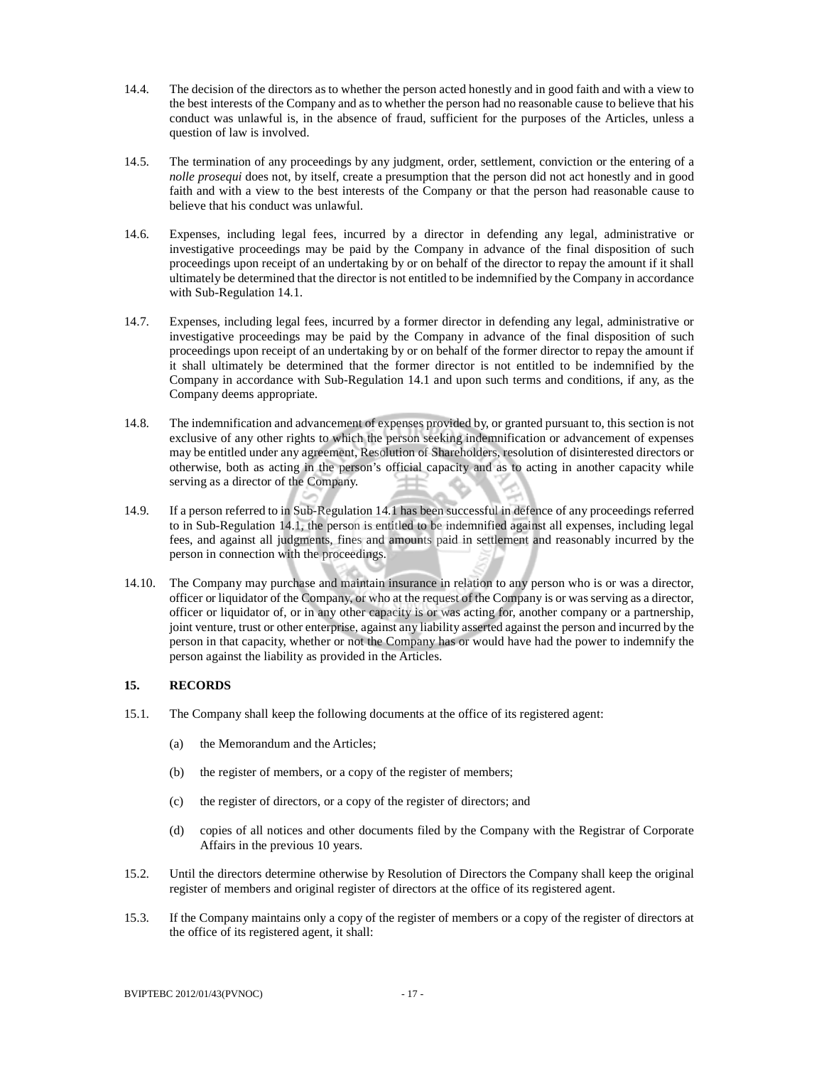14.4. The decision of the directors as to whether the person acted honestly and in good faith and with a view to the best interests of the Company and as to whether the person had no reasonable cause to believe that his conduct was unlawful is, in the absence of fraud, sufficient for the purposes of the Articles, unless a question of law is involved.

14.5. The termination of any proceedings by any judgment, order, settlement, conviction or the entering of a *nolle prosequi* does not, by itself, create a presumption that the person did not act honestly and in good faith and with a view to the best interests of the Company or that the person had reasonable cause to believe that his conduct was unlawful.

14.6. Expenses, including legal fees, incurred by a director in defending any legal, administrative or investigative proceedings may be paid by the Company in advance of the final disposition of such proceedings upon receipt of an undertaking by or on behalf of the director to repay the amount if it shall ultimately be determined that the director is not entitled to be indemnified by the Company in accordance with Sub-Regulation 14.1.

14.7. Expenses, including legal fees, incurred by a former director in defending any legal, administrative or investigative proceedings may be paid by the Company in advance of the final disposition of such proceedings upon receipt of an undertaking by or on behalf of the former director to repay the amount if it shall ultimately be determined that the former director is not entitled to be indemnified by the Company in accordance with Sub-Regulation 14.1 and upon such terms and conditions, if any, as the Company deems appropriate.

14.8. The indemnification and advancement of expenses provided by, or granted pursuant to, this section is not exclusive of any other rights to which the person seeking indemnification or advancement of expenses may be entitled under any agreement, Resolution of Shareholders, resolution of disinterested directors or otherwise, both as acting in the person's official capacity and as to acting in another capacity while serving as a director of the Company.

14.9. If a person referred to in Sub-Regulation 14.1 has been successful in defence of any proceedings referred to in Sub-Regulation 14.1, the person is entitled to be indemnified against all expenses, including legal fees, and against all judgments, fines and amounts paid in settlement and reasonably incurred by the person in connection with the proceedings.

14.10. The Company may purchase and maintain insurance in relation to any person who is or was a director, officer or liquidator of the Company, or who at the request of the Company is or was serving as a director, officer or liquidator of, or in any other capacity is or was acting for, another company or a partnership, joint venture, trust or other enterprise, against any liability asserted against the person and incurred by the person in that capacity, whether or not the Company has or would have had the power to indemnify the person against the liability as provided in the Articles.

## 15. RECORDS

15.1. The Company shall keep the following documents at the office of its registered agent:

(a) the Memorandum and the Articles;

(b) the register of members, or a copy of the register of members;

(c) the register of directors, or a copy of the register of directors; and

(d) copies of all notices and other documents filed by the Company with the Registrar of Corporate Affairs in the previous 10 years.

15.2. Until the directors determine otherwise by Resolution of Directors the Company shall keep the original register of members and original register of directors at the office of its registered agent.

15.3. If the Company maintains only a copy of the register of members or a copy of the register of directors at the office of its registered agent, it shall: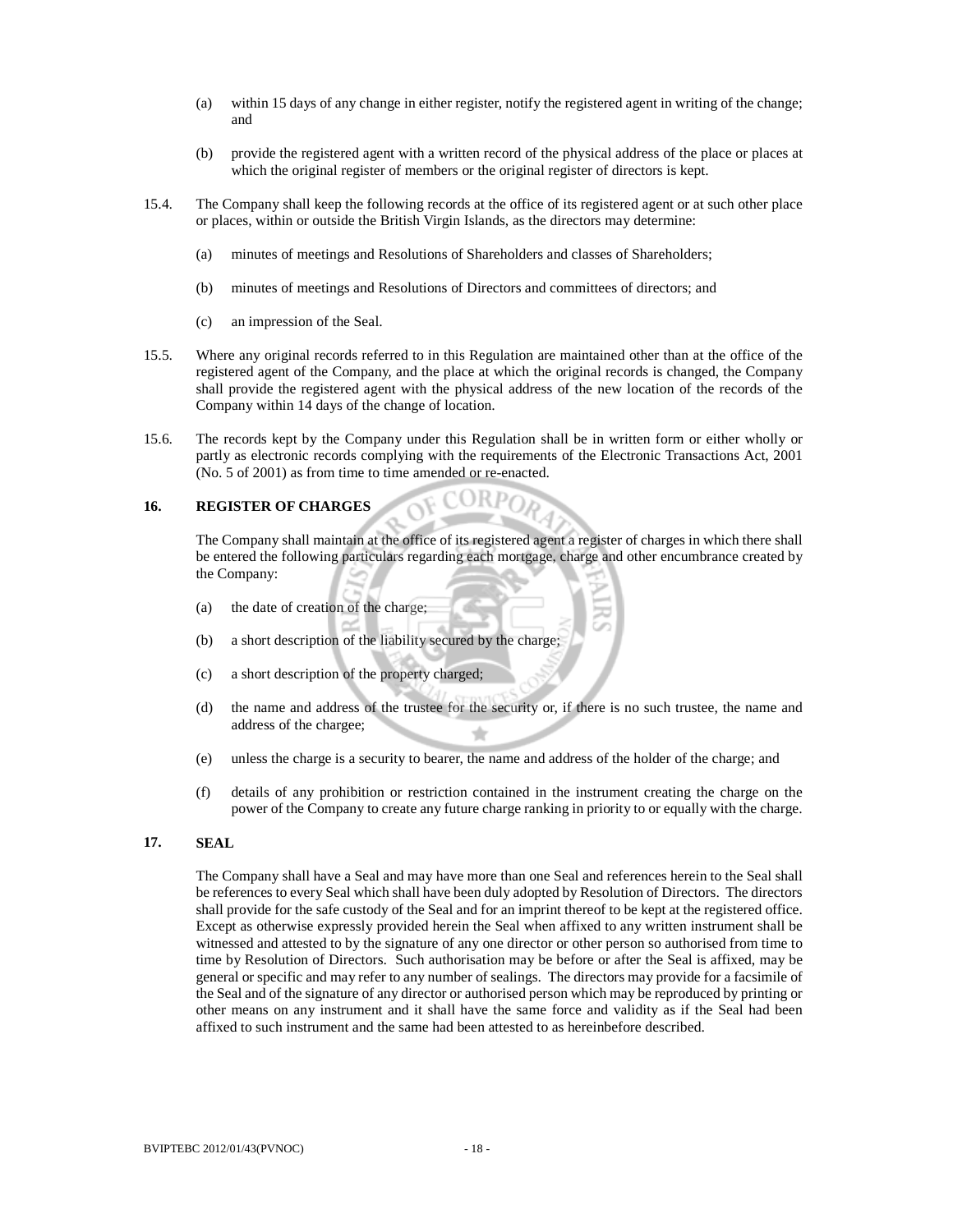(a) within 15 days of any change in either register, notify the registered agent in writing of the change; and

(b) provide the registered agent with a written record of the physical address of the place or places at which the original register of members or the original register of directors is kept.

15.4. The Company shall keep the following records at the office of its registered agent or at such other place or places, within or outside the British Virgin Islands, as the directors may determine:

(a) minutes of meetings and Resolutions of Shareholders and classes of Shareholders;

(b) minutes of meetings and Resolutions of Directors and committees of directors; and

(c) an impression of the Seal.

15.5. Where any original records referred to in this Regulation are maintained other than at the office of the registered agent of the Company, and the place at which the original records is changed, the Company shall provide the registered agent with the physical address of the new location of the records of the Company within 14 days of the change of location.

15.6. The records kept by the Company under this Regulation shall be in written form or either wholly or partly as electronic records complying with the requirements of the Electronic Transactions Act, 2001 (No. 5 of 2001) as from time to time amended or re-enacted.

## 16. REGISTER OF CHARGES

The Company shall maintain at the office of its registered agent a register of charges in which there shall be entered the following particulars regarding each mortgage, charge and other encumbrance created by the Company:

(a) the date of creation of the charge;

(b) a short description of the liability secured by the charge;

(c) a short description of the property charged;

(d) the name and address of the trustee for the security or, if there is no such trustee, the name and address of the chargee;

(e) unless the charge is a security to bearer, the name and address of the holder of the charge; and

(f) details of any prohibition or restriction contained in the instrument creating the charge on the power of the Company to create any future charge ranking in priority to or equally with the charge.

## 17. SEAL

The Company shall have a Seal and may have more than one Seal and references herein to the Seal shall be references to every Seal which shall have been duly adopted by Resolution of Directors. The directors shall provide for the safe custody of the Seal and for an imprint thereof to be kept at the registered office. Except as otherwise expressly provided herein the Seal when affixed to any written instrument shall be witnessed and attested to by the signature of any one director or other person so authorised from time to time by Resolution of Directors. Such authorisation may be before or after the Seal is affixed, may be general or specific and may refer to any number of sealings. The directors may provide for a facsimile of the Seal and of the signature of any director or authorised person which may be reproduced by printing or other means on any instrument and it shall have the same force and validity as if the Seal had been affixed to such instrument and the same had been attested to as hereinbefore described.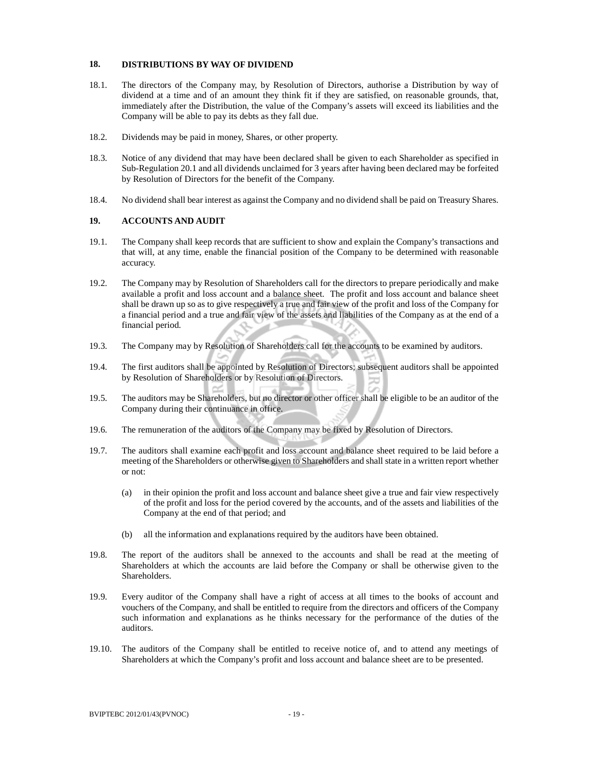## 18. DISTRIBUTIONS BY WAY OF DIVIDEND

18.1. The directors of the Company may, by Resolution of Directors, authorise a Distribution by way of dividend at a time and of an amount they think fit if they are satisfied, on reasonable grounds, that, immediately after the Distribution, the value of the Company's assets will exceed its liabilities and the Company will be able to pay its debts as they fall due.

18.2. Dividends may be paid in money, Shares, or other property.

18.3. Notice of any dividend that may have been declared shall be given to each Shareholder as specified in Sub-Regulation 20.1 and all dividends unclaimed for 3 years after having been declared may be forfeited by Resolution of Directors for the benefit of the Company.

18.4. No dividend shall bear interest as against the Company and no dividend shall be paid on Treasury Shares.

## 19. ACCOUNTS AND AUDIT

19.1. The Company shall keep records that are sufficient to show and explain the Company's transactions and that will, at any time, enable the financial position of the Company to be determined with reasonable accuracy.

19.2. The Company may by Resolution of Shareholders call for the directors to prepare periodically and make available a profit and loss account and a balance sheet. The profit and loss account and balance sheet shall be drawn up so as to give respectively a true and fair view of the profit and loss of the Company for a financial period and a true and fair view of the assets and liabilities of the Company as at the end of a financial period.

19.3. The Company may by Resolution of Shareholders call for the accounts to be examined by auditors.

19.4. The first auditors shall be appointed by Resolution of Directors; subsequent auditors shall be appointed by Resolution of Shareholders or by Resolution of Directors.

19.5. The auditors may be Shareholders, but no director or other officer shall be eligible to be an auditor of the Company during their continuance in office.

19.6. The remuneration of the auditors of the Company may be fixed by Resolution of Directors.

19.7. The auditors shall examine each profit and loss account and balance sheet required to be laid before a meeting of the Shareholders or otherwise given to Shareholders and shall state in a written report whether or not:

(a) in their opinion the profit and loss account and balance sheet give a true and fair view respectively of the profit and loss for the period covered by the accounts, and of the assets and liabilities of the Company at the end of that period; and

(b) all the information and explanations required by the auditors have been obtained.

19.8. The report of the auditors shall be annexed to the accounts and shall be read at the meeting of Shareholders at which the accounts are laid before the Company or shall be otherwise given to the Shareholders.

19.9. Every auditor of the Company shall have a right of access at all times to the books of account and vouchers of the Company, and shall be entitled to require from the directors and officers of the Company such information and explanations as he thinks necessary for the performance of the duties of the auditors.

19.10. The auditors of the Company shall be entitled to receive notice of, and to attend any meetings of Shareholders at which the Company's profit and loss account and balance sheet are to be presented.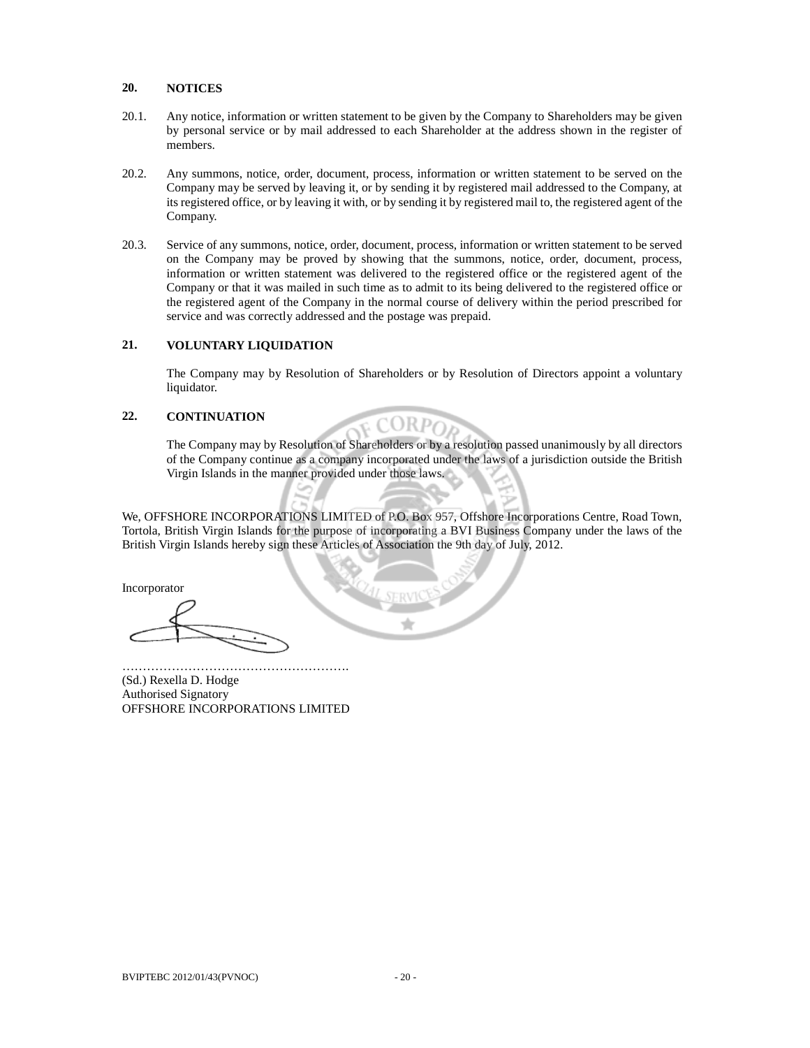## 20. NOTICES

20.1. Any notice, information or written statement to be given by the Company to Shareholders may be given by personal service or by mail addressed to each Shareholder at the address shown in the register of members.

20.2. Any summons, notice, order, document, process, information or written statement to be served on the Company may be served by leaving it, or by sending it by registered mail addressed to the Company, at its registered office, or by leaving it with, or by sending it by registered mail to, the registered agent of the Company.

20.3. Service of any summons, notice, order, document, process, information or written statement to be served on the Company may be proved by showing that the summons, notice, order, document, process, information or written statement was delivered to the registered office or the registered agent of the Company or that it was mailed in such time as to admit to its being delivered to the registered office or the registered agent of the Company in the normal course of delivery within the period prescribed for service and was correctly addressed and the postage was prepaid.

## 21. VOLUNTARY LIQUIDATION

The Company may by Resolution of Shareholders or by Resolution of Directors appoint a voluntary liquidator.

## 22. CONTINUATION

The Company may by Resolution of Shareholders or by a resolution passed unanimously by all directors of the Company continue as a company incorporated under the laws of a jurisdiction outside the British Virgin Islands in the manner provided under those laws.

We, OFFSHORE INCORPORATIONS LIMITED of P.O. Box 957, Offshore Incorporations Centre, Road Town, Tortola, British Virgin Islands for the purpose of incorporating a BVI Business Company under the laws of the British Virgin Islands hereby sign these Articles of Association the 9th day of July, 2012.

Incorporator

……………………………………………….

(Sd.) Rexella D. Hodge
Authorised Signatory
OFFSHORE INCORPORATIONS LIMITED

BVIPTEBC 2012/01/43(PVNOC)